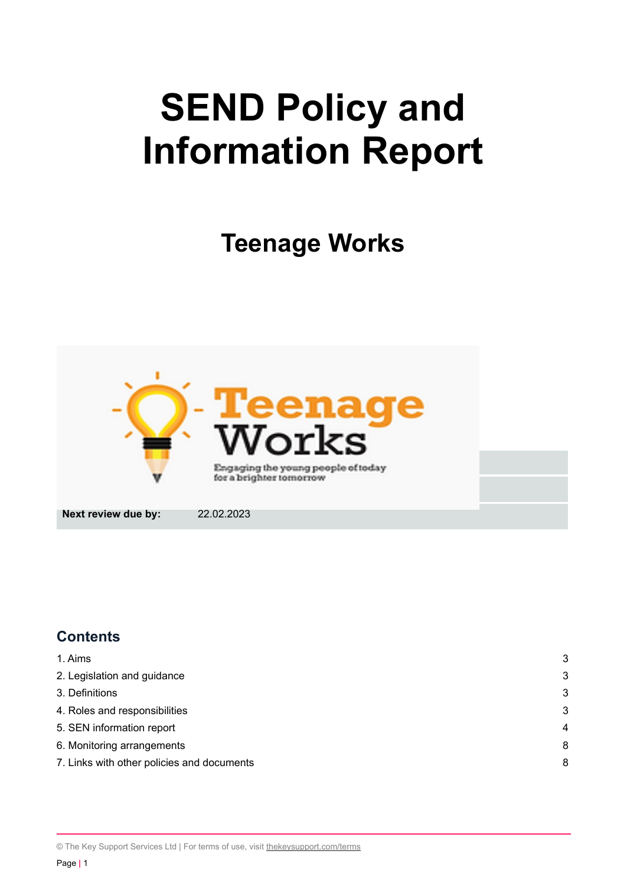# SEND Policy and Information Report

## Teenage Works

| | |
|---|---|
| **Next review due by:** | 22.02.2023 |

## Contents

| | |
|---|---|
| 1. Aims | 3 |
| 2. Legislation and guidance | 3 |
| 3. Definitions | 3 |
| 4. Roles and responsibilities | 3 |
| 5. SEN information report | 4 |
| 6. Monitoring arrangements | 8 |
| 7. Links with other policies and documents | 8 |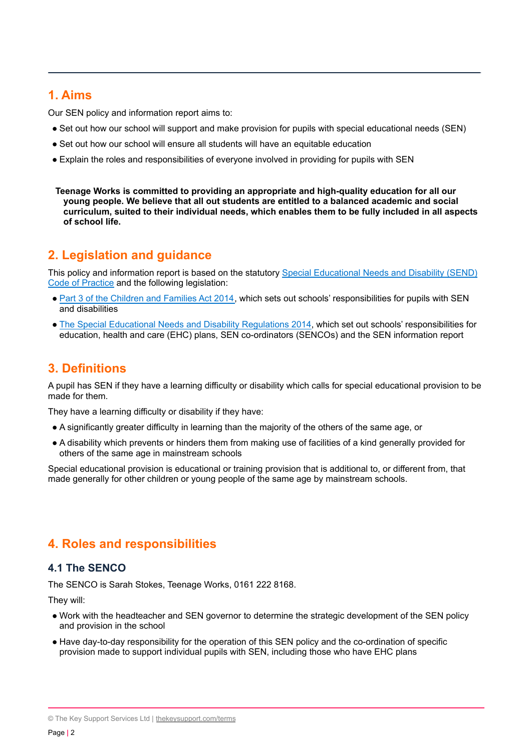## 1. Aims

Our SEN policy and information report aims to:

- Set out how our school will support and make provision for pupils with special educational needs (SEN)
- Set out how our school will ensure all students will have an equitable education
- Explain the roles and responsibilities of everyone involved in providing for pupils with SEN

**Teenage Works is committed to providing an appropriate and high-quality education for all our young people. We believe that all out students are entitled to a balanced academic and social curriculum, suited to their individual needs, which enables them to be fully included in all aspects of school life.**

## 2. Legislation and guidance

This policy and information report is based on the statutory Special Educational Needs and Disability (SEND) Code of Practice and the following legislation:

- Part 3 of the Children and Families Act 2014, which sets out schools' responsibilities for pupils with SEN and disabilities
- The Special Educational Needs and Disability Regulations 2014, which set out schools' responsibilities for education, health and care (EHC) plans, SEN co-ordinators (SENCOs) and the SEN information report

## 3. Definitions

A pupil has SEN if they have a learning difficulty or disability which calls for special educational provision to be made for them.

They have a learning difficulty or disability if they have:

- A significantly greater difficulty in learning than the majority of the others of the same age, or
- A disability which prevents or hinders them from making use of facilities of a kind generally provided for others of the same age in mainstream schools

Special educational provision is educational or training provision that is additional to, or different from, that made generally for other children or young people of the same age by mainstream schools.

## 4. Roles and responsibilities

### 4.1 The SENCO

The SENCO is Sarah Stokes, Teenage Works, 0161 222 8168.

They will:

- Work with the headteacher and SEN governor to determine the strategic development of the SEN policy and provision in the school
- Have day-to-day responsibility for the operation of this SEN policy and the co-ordination of specific provision made to support individual pupils with SEN, including those who have EHC plans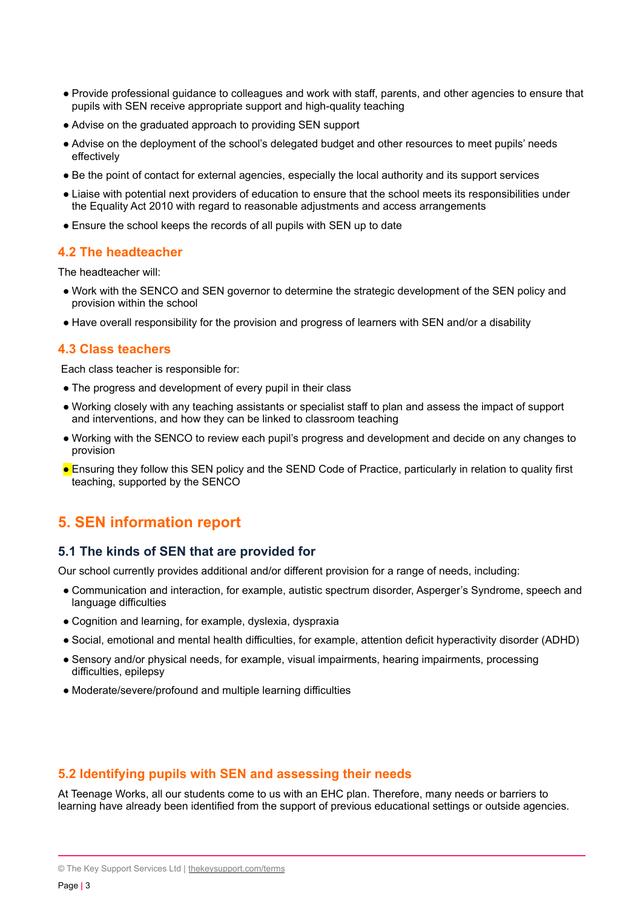- Provide professional guidance to colleagues and work with staff, parents, and other agencies to ensure that pupils with SEN receive appropriate support and high-quality teaching
- Advise on the graduated approach to providing SEN support
- Advise on the deployment of the school's delegated budget and other resources to meet pupils' needs effectively
- Be the point of contact for external agencies, especially the local authority and its support services
- Liaise with potential next providers of education to ensure that the school meets its responsibilities under the Equality Act 2010 with regard to reasonable adjustments and access arrangements
- Ensure the school keeps the records of all pupils with SEN up to date

### 4.2 The headteacher

The headteacher will:

- Work with the SENCO and SEN governor to determine the strategic development of the SEN policy and provision within the school
- Have overall responsibility for the provision and progress of learners with SEN and/or a disability

### 4.3 Class teachers

Each class teacher is responsible for:

- The progress and development of every pupil in their class
- Working closely with any teaching assistants or specialist staff to plan and assess the impact of support and interventions, and how they can be linked to classroom teaching
- Working with the SENCO to review each pupil's progress and development and decide on any changes to provision
- Ensuring they follow this SEN policy and the SEND Code of Practice, particularly in relation to quality first teaching, supported by the SENCO

## 5. SEN information report

### 5.1 The kinds of SEN that are provided for

Our school currently provides additional and/or different provision for a range of needs, including:

- Communication and interaction, for example, autistic spectrum disorder, Asperger's Syndrome, speech and language difficulties
- Cognition and learning, for example, dyslexia, dyspraxia
- Social, emotional and mental health difficulties, for example, attention deficit hyperactivity disorder (ADHD)
- Sensory and/or physical needs, for example, visual impairments, hearing impairments, processing difficulties, epilepsy
- Moderate/severe/profound and multiple learning difficulties

### 5.2 Identifying pupils with SEN and assessing their needs

At Teenage Works, all our students come to us with an EHC plan. Therefore, many needs or barriers to learning have already been identified from the support of previous educational settings or outside agencies.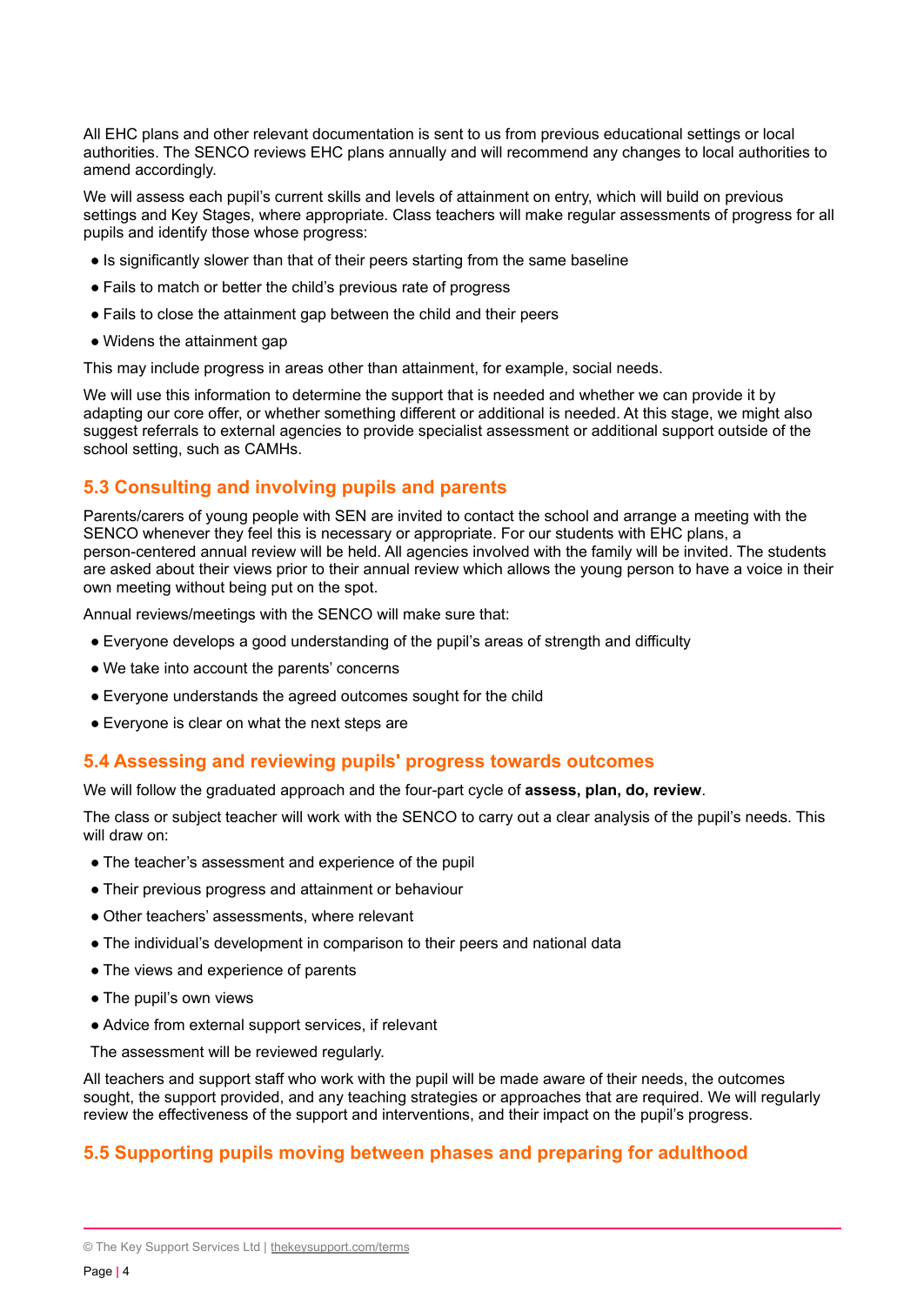All EHC plans and other relevant documentation is sent to us from previous educational settings or local authorities. The SENCO reviews EHC plans annually and will recommend any changes to local authorities to amend accordingly.

We will assess each pupil's current skills and levels of attainment on entry, which will build on previous settings and Key Stages, where appropriate. Class teachers will make regular assessments of progress for all pupils and identify those whose progress:

- Is significantly slower than that of their peers starting from the same baseline
- Fails to match or better the child's previous rate of progress
- Fails to close the attainment gap between the child and their peers
- Widens the attainment gap

This may include progress in areas other than attainment, for example, social needs.

We will use this information to determine the support that is needed and whether we can provide it by adapting our core offer, or whether something different or additional is needed. At this stage, we might also suggest referrals to external agencies to provide specialist assessment or additional support outside of the school setting, such as CAMHs.

## 5.3 Consulting and involving pupils and parents

Parents/carers of young people with SEN are invited to contact the school and arrange a meeting with the SENCO whenever they feel this is necessary or appropriate. For our students with EHC plans, a person-centered annual review will be held. All agencies involved with the family will be invited. The students are asked about their views prior to their annual review which allows the young person to have a voice in their own meeting without being put on the spot.

Annual reviews/meetings with the SENCO will make sure that:

- Everyone develops a good understanding of the pupil's areas of strength and difficulty
- We take into account the parents' concerns
- Everyone understands the agreed outcomes sought for the child
- Everyone is clear on what the next steps are

## 5.4 Assessing and reviewing pupils' progress towards outcomes

We will follow the graduated approach and the four-part cycle of **assess, plan, do, review**.

The class or subject teacher will work with the SENCO to carry out a clear analysis of the pupil's needs. This will draw on:

- The teacher's assessment and experience of the pupil
- Their previous progress and attainment or behaviour
- Other teachers' assessments, where relevant
- The individual's development in comparison to their peers and national data
- The views and experience of parents
- The pupil's own views
- Advice from external support services, if relevant

The assessment will be reviewed regularly.

All teachers and support staff who work with the pupil will be made aware of their needs, the outcomes sought, the support provided, and any teaching strategies or approaches that are required. We will regularly review the effectiveness of the support and interventions, and their impact on the pupil's progress.

## 5.5 Supporting pupils moving between phases and preparing for adulthood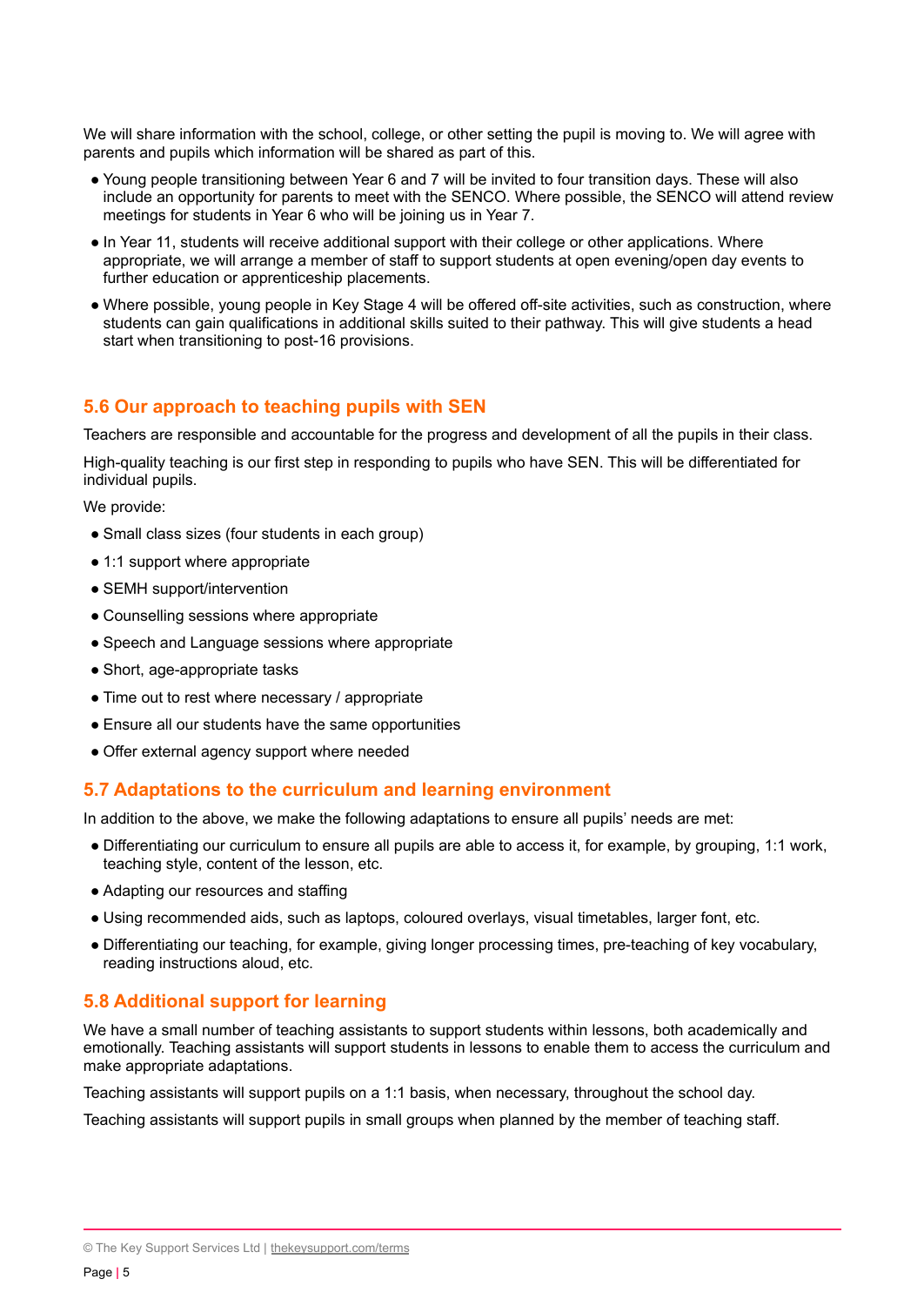We will share information with the school, college, or other setting the pupil is moving to. We will agree with parents and pupils which information will be shared as part of this.

- Young people transitioning between Year 6 and 7 will be invited to four transition days. These will also include an opportunity for parents to meet with the SENCO. Where possible, the SENCO will attend review meetings for students in Year 6 who will be joining us in Year 7.
- In Year 11, students will receive additional support with their college or other applications. Where appropriate, we will arrange a member of staff to support students at open evening/open day events to further education or apprenticeship placements.
- Where possible, young people in Key Stage 4 will be offered off-site activities, such as construction, where students can gain qualifications in additional skills suited to their pathway. This will give students a head start when transitioning to post-16 provisions.

## 5.6 Our approach to teaching pupils with SEN

Teachers are responsible and accountable for the progress and development of all the pupils in their class.

High-quality teaching is our first step in responding to pupils who have SEN. This will be differentiated for individual pupils.

We provide:

- Small class sizes (four students in each group)
- 1:1 support where appropriate
- SEMH support/intervention
- Counselling sessions where appropriate
- Speech and Language sessions where appropriate
- Short, age-appropriate tasks
- Time out to rest where necessary / appropriate
- Ensure all our students have the same opportunities
- Offer external agency support where needed

## 5.7 Adaptations to the curriculum and learning environment

In addition to the above, we make the following adaptations to ensure all pupils' needs are met:

- Differentiating our curriculum to ensure all pupils are able to access it, for example, by grouping, 1:1 work, teaching style, content of the lesson, etc.
- Adapting our resources and staffing
- Using recommended aids, such as laptops, coloured overlays, visual timetables, larger font, etc.
- Differentiating our teaching, for example, giving longer processing times, pre-teaching of key vocabulary, reading instructions aloud, etc.

## 5.8 Additional support for learning

We have a small number of teaching assistants to support students within lessons, both academically and emotionally. Teaching assistants will support students in lessons to enable them to access the curriculum and make appropriate adaptations.

Teaching assistants will support pupils on a 1:1 basis, when necessary, throughout the school day.

Teaching assistants will support pupils in small groups when planned by the member of teaching staff.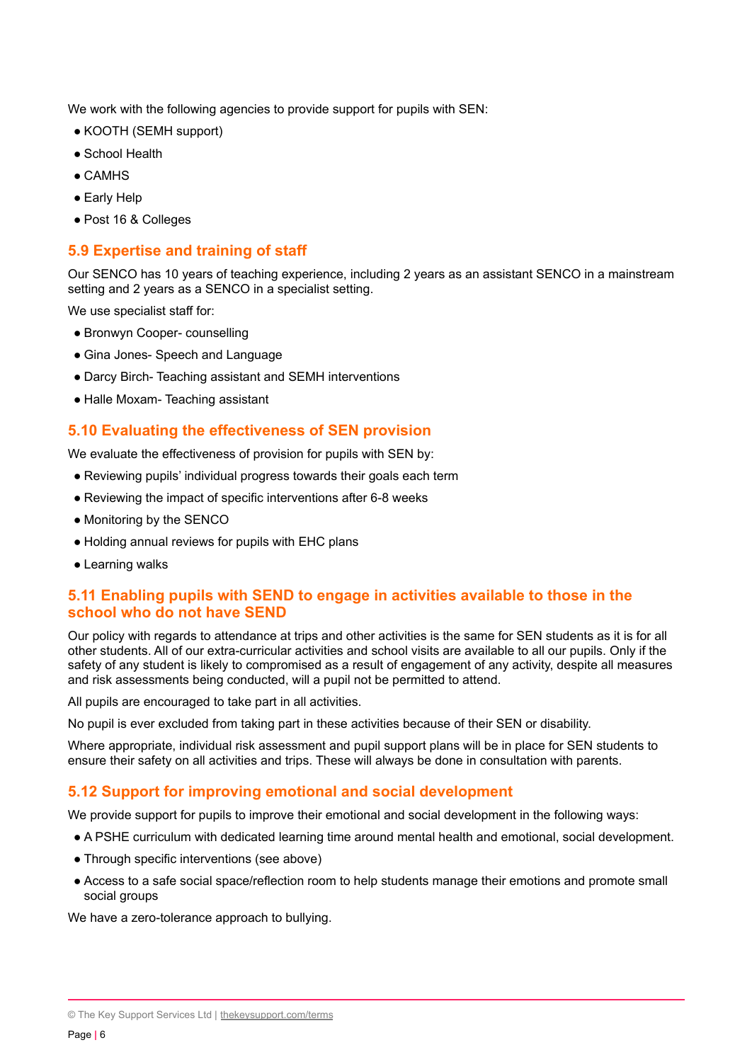We work with the following agencies to provide support for pupils with SEN:

- KOOTH (SEMH support)
- School Health
- CAMHS
- Early Help
- Post 16 & Colleges

### 5.9 Expertise and training of staff

Our SENCO has 10 years of teaching experience, including 2 years as an assistant SENCO in a mainstream setting and 2 years as a SENCO in a specialist setting.

We use specialist staff for:

- Bronwyn Cooper- counselling
- Gina Jones- Speech and Language
- Darcy Birch- Teaching assistant and SEMH interventions
- Halle Moxam- Teaching assistant

### 5.10 Evaluating the effectiveness of SEN provision

We evaluate the effectiveness of provision for pupils with SEN by:

- Reviewing pupils' individual progress towards their goals each term
- Reviewing the impact of specific interventions after 6-8 weeks
- Monitoring by the SENCO
- Holding annual reviews for pupils with EHC plans
- Learning walks

### 5.11 Enabling pupils with SEND to engage in activities available to those in the school who do not have SEND

Our policy with regards to attendance at trips and other activities is the same for SEN students as it is for all other students. All of our extra-curricular activities and school visits are available to all our pupils. Only if the safety of any student is likely to compromised as a result of engagement of any activity, despite all measures and risk assessments being conducted, will a pupil not be permitted to attend.

All pupils are encouraged to take part in all activities.

No pupil is ever excluded from taking part in these activities because of their SEN or disability.

Where appropriate, individual risk assessment and pupil support plans will be in place for SEN students to ensure their safety on all activities and trips. These will always be done in consultation with parents.

### 5.12 Support for improving emotional and social development

We provide support for pupils to improve their emotional and social development in the following ways:

- A PSHE curriculum with dedicated learning time around mental health and emotional, social development.
- Through specific interventions (see above)
- Access to a safe social space/reflection room to help students manage their emotions and promote small social groups

We have a zero-tolerance approach to bullying.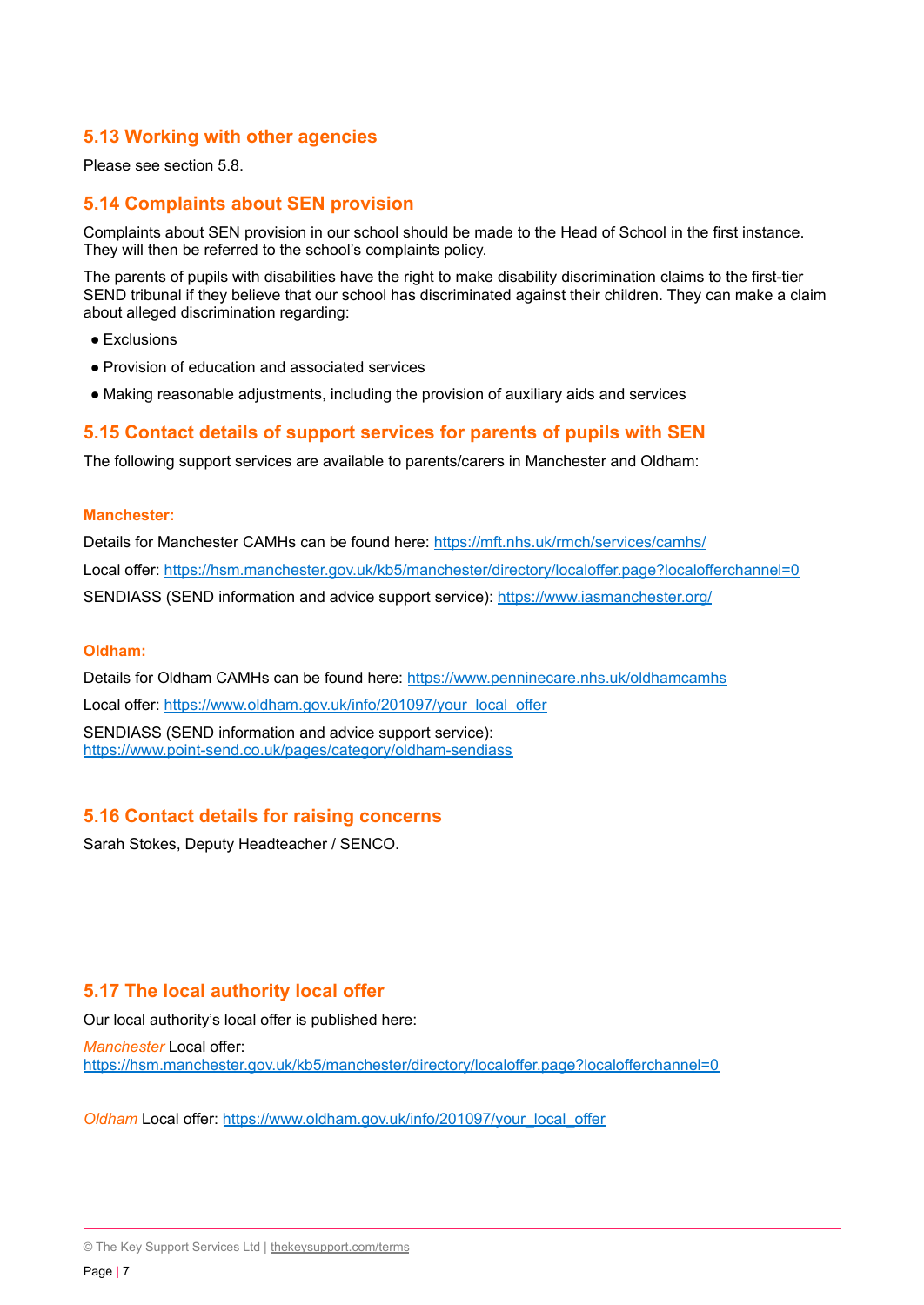## 5.13 Working with other agencies

Please see section 5.8.

## 5.14 Complaints about SEN provision

Complaints about SEN provision in our school should be made to the Head of School in the first instance. They will then be referred to the school's complaints policy.

The parents of pupils with disabilities have the right to make disability discrimination claims to the first-tier SEND tribunal if they believe that our school has discriminated against their children. They can make a claim about alleged discrimination regarding:

- Exclusions
- Provision of education and associated services
- Making reasonable adjustments, including the provision of auxiliary aids and services

## 5.15 Contact details of support services for parents of pupils with SEN

The following support services are available to parents/carers in Manchester and Oldham:

**Manchester:**

Details for Manchester CAMHs can be found here: https://mft.nhs.uk/rmch/services/camhs/

Local offer: https://hsm.manchester.gov.uk/kb5/manchester/directory/localoffer.page?localofferchannel=0

SENDIASS (SEND information and advice support service): https://www.iasmanchester.org/

**Oldham:**

Details for Oldham CAMHs can be found here: https://www.penninecare.nhs.uk/oldhamcamhs

Local offer: https://www.oldham.gov.uk/info/201097/your_local_offer

SENDIASS (SEND information and advice support service):
https://www.point-send.co.uk/pages/category/oldham-sendiass

## 5.16 Contact details for raising concerns

Sarah Stokes, Deputy Headteacher / SENCO.

## 5.17 The local authority local offer

Our local authority's local offer is published here:

*Manchester* Local offer:
https://hsm.manchester.gov.uk/kb5/manchester/directory/localoffer.page?localofferchannel=0

*Oldham* Local offer: https://www.oldham.gov.uk/info/201097/your_local_offer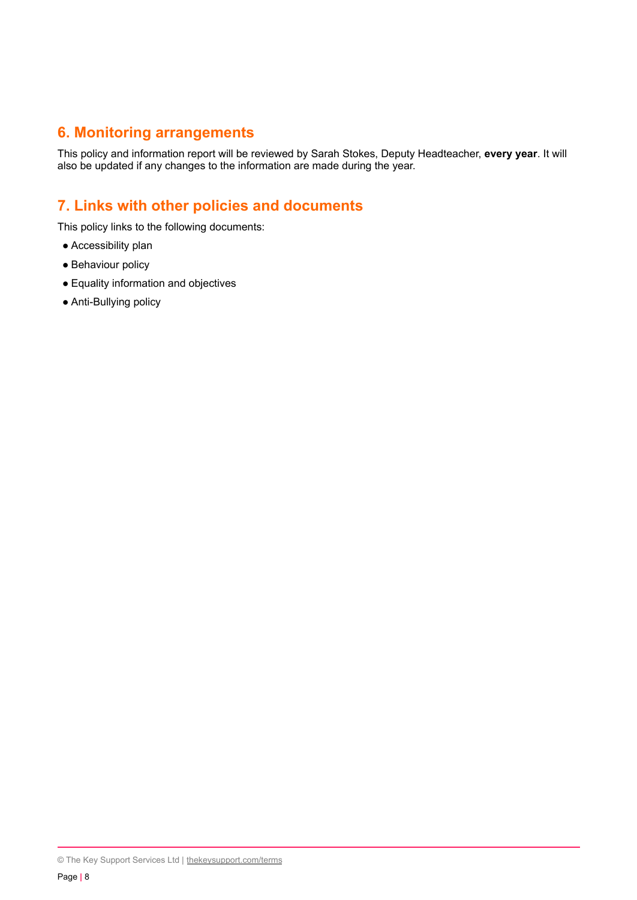## 6. Monitoring arrangements

This policy and information report will be reviewed by Sarah Stokes, Deputy Headteacher, **every year**. It will also be updated if any changes to the information are made during the year.

## 7. Links with other policies and documents

This policy links to the following documents:

- Accessibility plan
- Behaviour policy
- Equality information and objectives
- Anti-Bullying policy